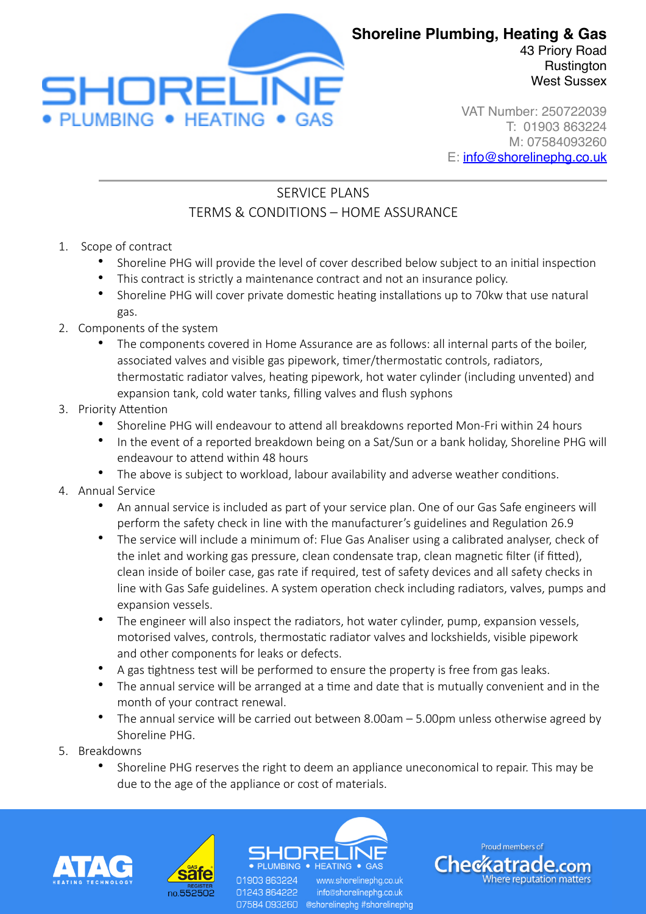**Shoreline Plumbing, Heating & Gas**
43 Priory Road
Rustington
West Sussex

VAT Number: 250722039
T: 01903 863224
M: 07584093260
E: info@shorelinephg.co.uk

---

## SERVICE PLANS
## TERMS & CONDITIONS – HOME ASSURANCE

1. Scope of contract
   - Shoreline PHG will provide the level of cover described below subject to an initial inspection
   - This contract is strictly a maintenance contract and not an insurance policy.
   - Shoreline PHG will cover private domestic heating installations up to 70kw that use natural gas.
2. Components of the system
   - The components covered in Home Assurance are as follows: all internal parts of the boiler, associated valves and visible gas pipework, timer/thermostatic controls, radiators, thermostatic radiator valves, heating pipework, hot water cylinder (including unvented) and expansion tank, cold water tanks, filling valves and flush syphons
3. Priority Attention
   - Shoreline PHG will endeavour to attend all breakdowns reported Mon-Fri within 24 hours
   - In the event of a reported breakdown being on a Sat/Sun or a bank holiday, Shoreline PHG will endeavour to attend within 48 hours
   - The above is subject to workload, labour availability and adverse weather conditions.
4. Annual Service
   - An annual service is included as part of your service plan. One of our Gas Safe engineers will perform the safety check in line with the manufacturer's guidelines and Regulation 26.9
   - The service will include a minimum of: Flue Gas Analiser using a calibrated analyser, check of the inlet and working gas pressure, clean condensate trap, clean magnetic filter (if fitted), clean inside of boiler case, gas rate if required, test of safety devices and all safety checks in line with Gas Safe guidelines. A system operation check including radiators, valves, pumps and expansion vessels.
   - The engineer will also inspect the radiators, hot water cylinder, pump, expansion vessels, motorised valves, controls, thermostatic radiator valves and lockshields, visible pipework and other components for leaks or defects.
   - A gas tightness test will be performed to ensure the property is free from gas leaks.
   - The annual service will be arranged at a time and date that is mutually convenient and in the month of your contract renewal.
   - The annual service will be carried out between 8.00am – 5.00pm unless otherwise agreed by Shoreline PHG.
5. Breakdowns
   - Shoreline PHG reserves the right to deem an appliance uneconomical to repair. This may be due to the age of the appliance or cost of materials.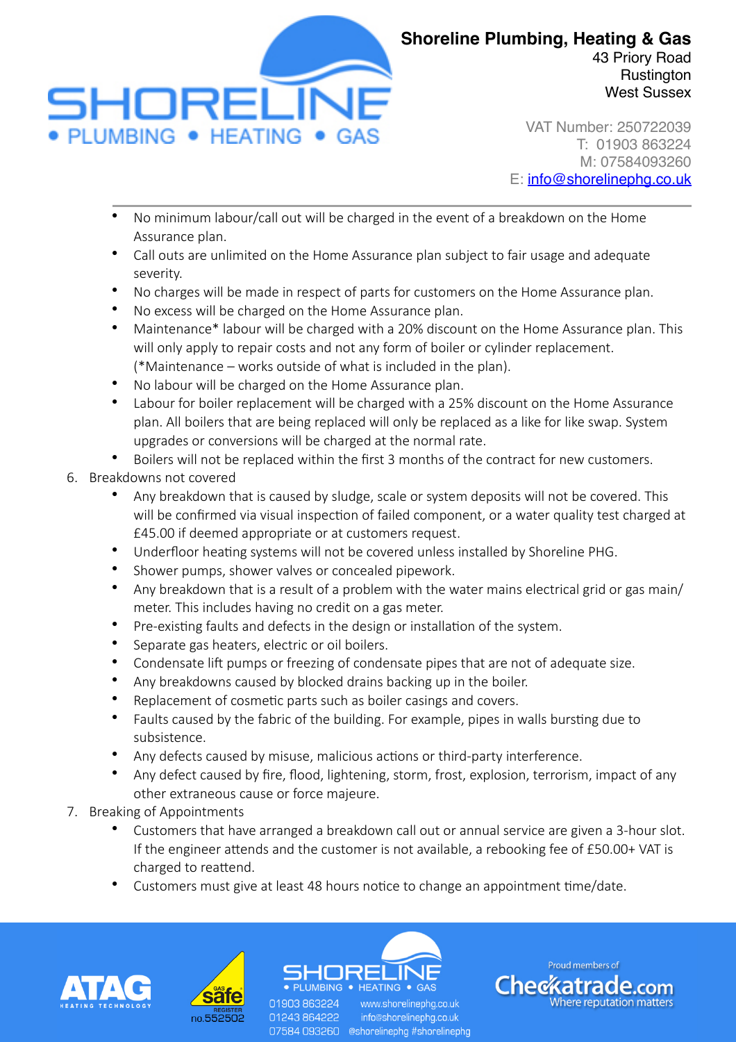- No minimum labour/call out will be charged in the event of a breakdown on the Home Assurance plan.
- Call outs are unlimited on the Home Assurance plan subject to fair usage and adequate severity.
- No charges will be made in respect of parts for customers on the Home Assurance plan.
- No excess will be charged on the Home Assurance plan.
- Maintenance* labour will be charged with a 20% discount on the Home Assurance plan. This will only apply to repair costs and not any form of boiler or cylinder replacement. (*Maintenance – works outside of what is included in the plan).
- No labour will be charged on the Home Assurance plan.
- Labour for boiler replacement will be charged with a 25% discount on the Home Assurance plan. All boilers that are being replaced will only be replaced as a like for like swap. System upgrades or conversions will be charged at the normal rate.
- Boilers will not be replaced within the first 3 months of the contract for new customers.

6. Breakdowns not covered
   - Any breakdown that is caused by sludge, scale or system deposits will not be covered. This will be confirmed via visual inspection of failed component, or a water quality test charged at £45.00 if deemed appropriate or at customers request.
   - Underfloor heating systems will not be covered unless installed by Shoreline PHG.
   - Shower pumps, shower valves or concealed pipework.
   - Any breakdown that is a result of a problem with the water mains electrical grid or gas main/meter. This includes having no credit on a gas meter.
   - Pre-existing faults and defects in the design or installation of the system.
   - Separate gas heaters, electric or oil boilers.
   - Condensate lift pumps or freezing of condensate pipes that are not of adequate size.
   - Any breakdowns caused by blocked drains backing up in the boiler.
   - Replacement of cosmetic parts such as boiler casings and covers.
   - Faults caused by the fabric of the building. For example, pipes in walls bursting due to subsistence.
   - Any defects caused by misuse, malicious actions or third-party interference.
   - Any defect caused by fire, flood, lightening, storm, frost, explosion, terrorism, impact of any other extraneous cause or force majeure.
7. Breaking of Appointments
   - Customers that have arranged a breakdown call out or annual service are given a 3-hour slot. If the engineer attends and the customer is not available, a rebooking fee of £50.00+ VAT is charged to reattend.
   - Customers must give at least 48 hours notice to change an appointment time/date.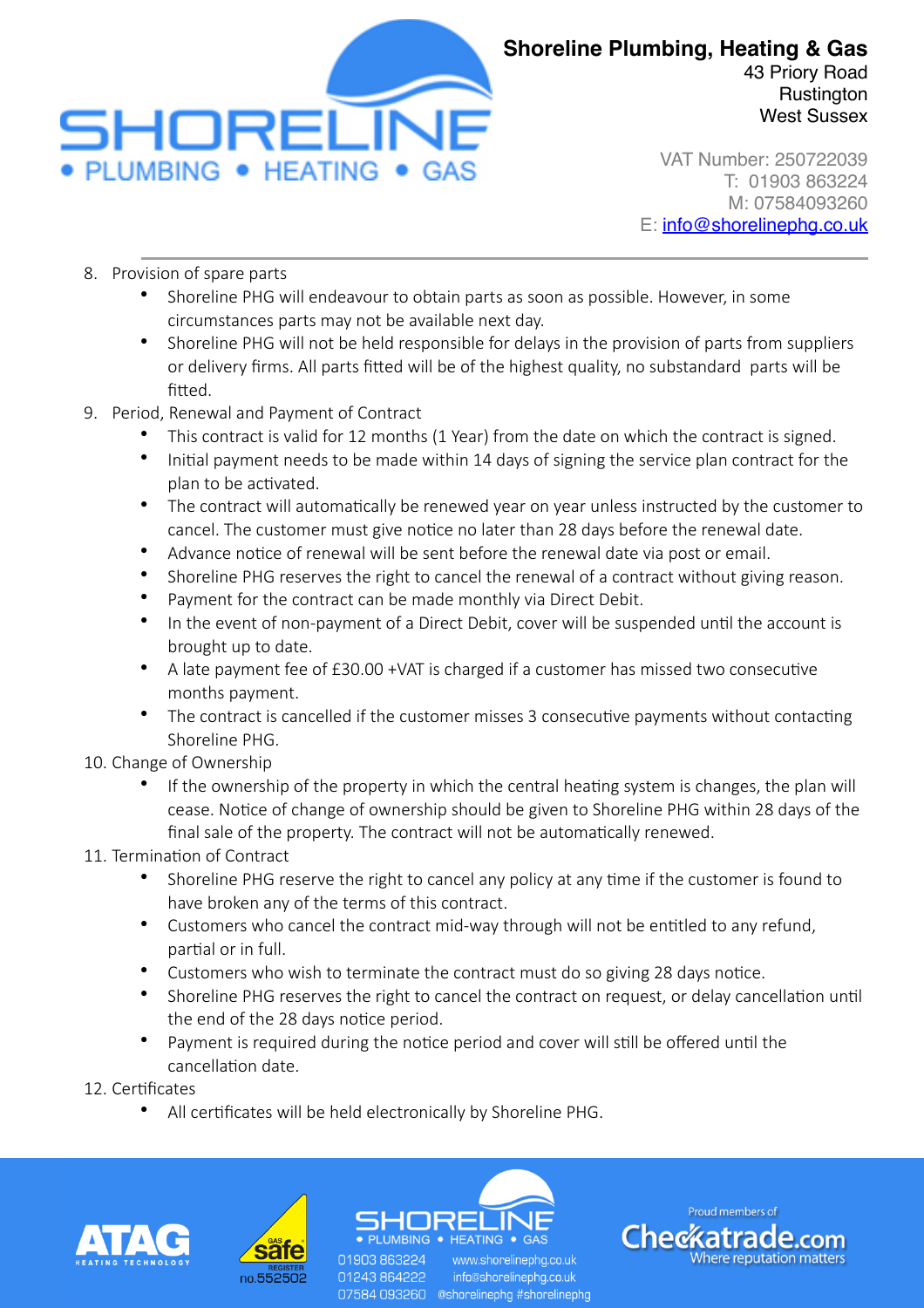**Shoreline Plumbing, Heating & Gas**
43 Priory Road
Rustington
West Sussex

VAT Number: 250722039
T: 01903 863224
M: 07584093260
E: info@shorelinephg.co.uk

8. Provision of spare parts
    - Shoreline PHG will endeavour to obtain parts as soon as possible. However, in some circumstances parts may not be available next day.
    - Shoreline PHG will not be held responsible for delays in the provision of parts from suppliers or delivery firms. All parts fitted will be of the highest quality, no substandard parts will be fitted.
9. Period, Renewal and Payment of Contract
    - This contract is valid for 12 months (1 Year) from the date on which the contract is signed.
    - Initial payment needs to be made within 14 days of signing the service plan contract for the plan to be activated.
    - The contract will automatically be renewed year on year unless instructed by the customer to cancel. The customer must give notice no later than 28 days before the renewal date.
    - Advance notice of renewal will be sent before the renewal date via post or email.
    - Shoreline PHG reserves the right to cancel the renewal of a contract without giving reason.
    - Payment for the contract can be made monthly via Direct Debit.
    - In the event of non-payment of a Direct Debit, cover will be suspended until the account is brought up to date.
    - A late payment fee of £30.00 +VAT is charged if a customer has missed two consecutive months payment.
    - The contract is cancelled if the customer misses 3 consecutive payments without contacting Shoreline PHG.
10. Change of Ownership
    - If the ownership of the property in which the central heating system is changes, the plan will cease. Notice of change of ownership should be given to Shoreline PHG within 28 days of the final sale of the property. The contract will not be automatically renewed.
11. Termination of Contract
    - Shoreline PHG reserve the right to cancel any policy at any time if the customer is found to have broken any of the terms of this contract.
    - Customers who cancel the contract mid-way through will not be entitled to any refund, partial or in full.
    - Customers who wish to terminate the contract must do so giving 28 days notice.
    - Shoreline PHG reserves the right to cancel the contract on request, or delay cancellation until the end of the 28 days notice period.
    - Payment is required during the notice period and cover will still be offered until the cancellation date.
12. Certificates
    - All certificates will be held electronically by Shoreline PHG.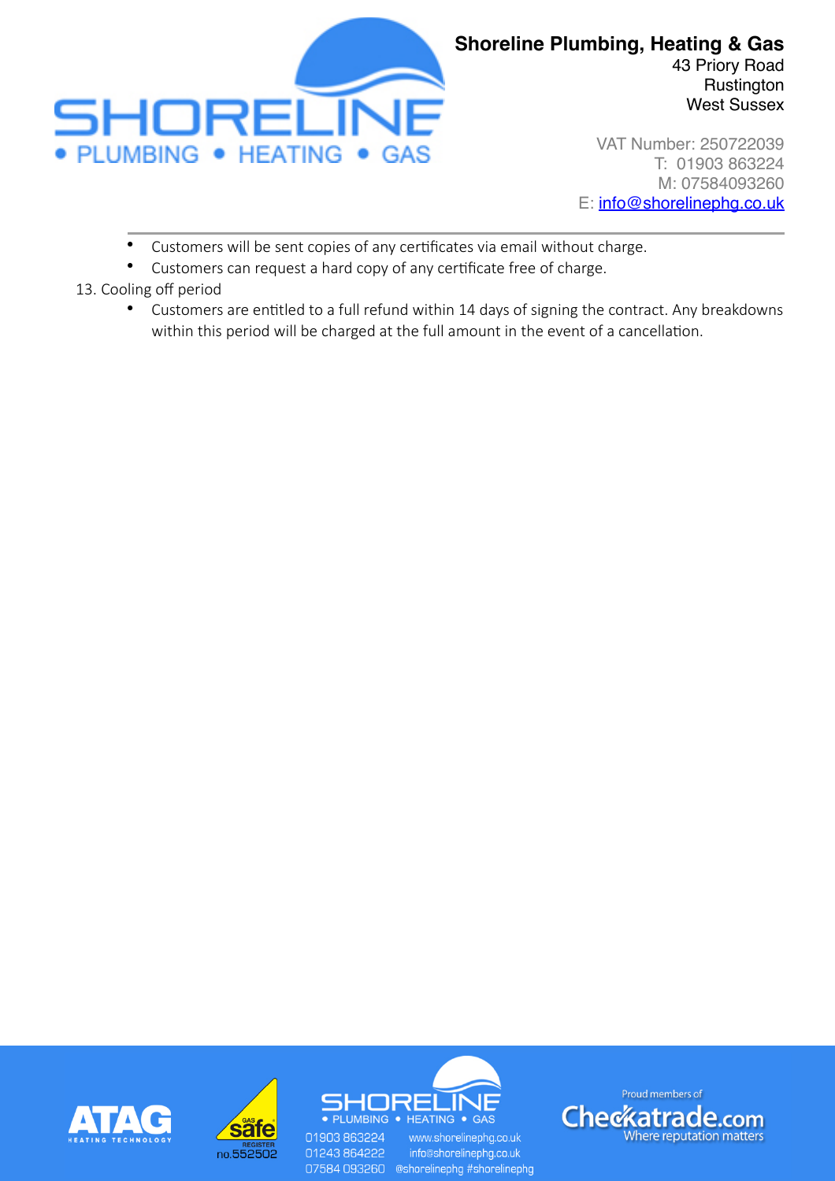- Customers will be sent copies of any certificates via email without charge.
- Customers can request a hard copy of any certificate free of charge.

13. Cooling off period
    - Customers are entitled to a full refund within 14 days of signing the contract. Any breakdowns within this period will be charged at the full amount in the event of a cancellation.